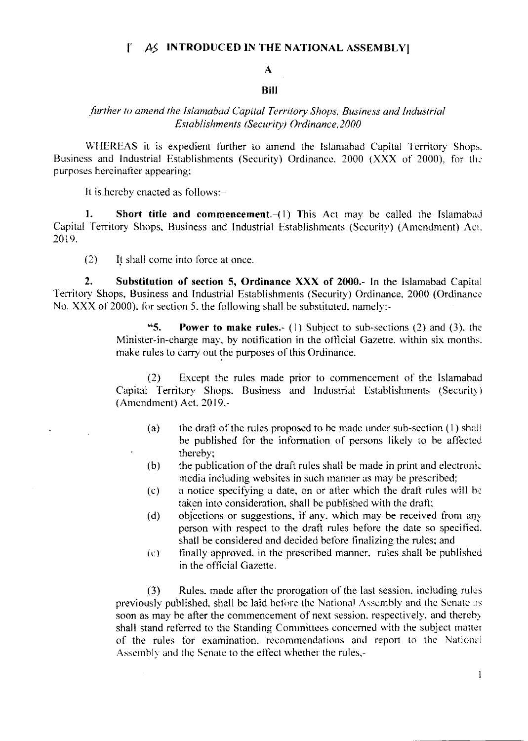[AS INTRODUCED IN THE NATIONAL ASSEMBLY]

# A

# Bill

*further to amend the Islamabad Capital Territory Shops, Business and Industrial Establishments (Security) Ordinance, 2000*

WHEREAS it is expedient further to amend the Islamabad Capital Territory Shops, Business and Industrial Establishments (Security) Ordinance, 2000 (XXX of 2000), for the purposes hereinafter appearing;

It is hereby enacted as follows:-

**1. Short title and commencement.**-(1) This Act may be called the Islamabad Capital Territory Shops, Business and Industrial Establishments (Security) (Amendment) Act, 2019.

(2) It shall come into force at once.

**2. Substitution of section 5, Ordinance XXX of 2000.**- In the Islamabad Capital Territory Shops, Business and Industrial Establishments (Security) Ordinance, 2000 (Ordinance No. XXX of 2000), for section 5, the following shall be substituted, namely:-

> "**5. Power to make rules.**- (1) Subject to sub-sections (2) and (3), the Minister-in-charge may, by notification in the official Gazette, within six months, make rules to carry out the purposes of this Ordinance.
>
> (2) Except the rules made prior to commencement of the Islamabad Capital Territory Shops, Business and Industrial Establishments (Security) (Amendment) Act, 2019,-
>
> (a) the draft of the rules proposed to be made under sub-section (1) shall be published for the information of persons likely to be affected thereby;
>
> (b) the publication of the draft rules shall be made in print and electronic media including websites in such manner as may be prescribed;
>
> (c) a notice specifying a date, on or after which the draft rules will be taken into consideration, shall be published with the draft;
>
> (d) objections or suggestions, if any, which may be received from any person with respect to the draft rules before the date so specified, shall be considered and decided before finalizing the rules; and
>
> (e) finally approved, in the prescribed manner, rules shall be published in the official Gazette.
>
> (3) Rules, made after the prorogation of the last session, including rules previously published, shall be laid before the National Assembly and the Senate as soon as may be after the commencement of next session, respectively, and thereby shall stand referred to the Standing Committees concerned with the subject matter of the rules for examination, recommendations and report to the National Assembly and the Senate to the effect whether the rules,-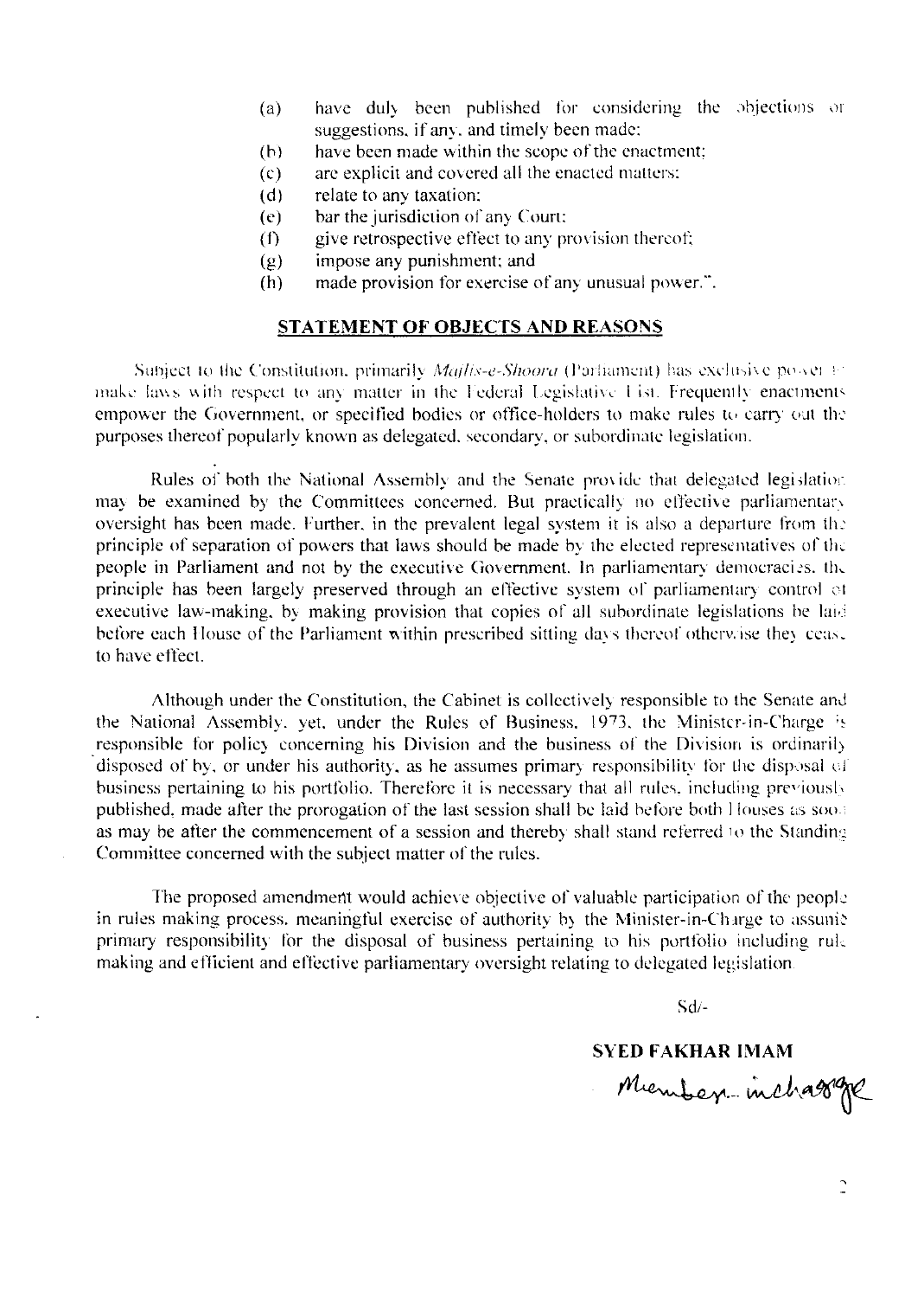(a) have duly been published for considering the objections or suggestions, if any, and timely been made;
(b) have been made within the scope of the enactment;
(c) are explicit and covered all the enacted matters;
(d) relate to any taxation;
(e) bar the jurisdiction of any Court;
(f) give retrospective effect to any provision thereof;
(g) impose any punishment; and
(h) made provision for exercise of any unusual power.".

## STATEMENT OF OBJECTS AND REASONS

Subject to the Constitution, primarily *Majlis-e-Shoora* (Parliament) has exclusive power to make laws with respect to any matter in the Federal Legislative List. Frequently enactments empower the Government, or specified bodies or office-holders to make rules to carry out the purposes thereof popularly known as delegated, secondary, or subordinate legislation.

Rules of both the National Assembly and the Senate provide that delegated legislation may be examined by the Committees concerned. But practically no effective parliamentary oversight has been made. Further, in the prevalent legal system it is also a departure from the principle of separation of powers that laws should be made by the elected representatives of the people in Parliament and not by the executive Government. In parliamentary democracies, the principle has been largely preserved through an effective system of parliamentary control of executive law-making, by making provision that copies of all subordinate legislations be laid before each House of the Parliament within prescribed sitting days thereof otherwise they cease to have effect.

Although under the Constitution, the Cabinet is collectively responsible to the Senate and the National Assembly, yet, under the Rules of Business, 1973, the Minister-in-Charge is responsible for policy concerning his Division and the business of the Division is ordinarily disposed of by, or under his authority, as he assumes primary responsibility for the disposal of business pertaining to his portfolio. Therefore it is necessary that all rules, including previously published, made after the prorogation of the last session shall be laid before both Houses as soon as may be after the commencement of a session and thereby shall stand referred to the Standing Committee concerned with the subject matter of the rules.

The proposed amendment would achieve objective of valuable participation of the people in rules making process, meaningful exercise of authority by the Minister-in-Charge to assume primary responsibility for the disposal of business pertaining to his portfolio including rule making and efficient and effective parliamentary oversight relating to delegated legislation.

Sd/-

**SYED FAKHAR IMAM**

Member-incharge